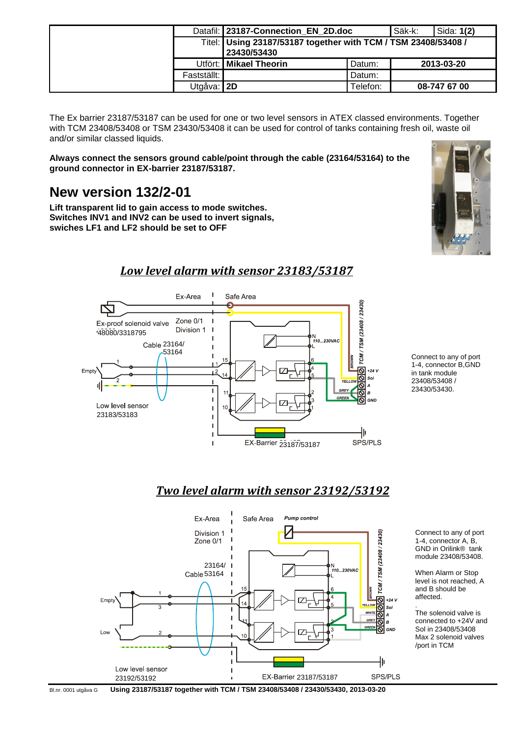| | Datafil: | 23187-Connection_EN_2D.doc | | Säk-k: | Sida: 1(2) |
|---|---|---|---|---|---|
| | Titel: | Using 23187/53187 together with TCM / TSM 23408/53408 / 23430/53430 | | | |
| | Utfört: | Mikael Theorin | Datum: | 2013-03-20 | |
| | Fastställt: | | Datum: | | |
| | Utgåva: | 2D | Telefon: | 08-747 67 00 | |

The Ex barrier 23187/53187 can be used for one or two level sensors in ATEX classed environments. Together with TCM 23408/53408 or TSM 23430/53408 it can be used for control of tanks containing fresh oil, waste oil and/or similar classed liquids.

**Always connect the sensors ground cable/point through the cable (23164/53164) to the ground connector in EX-barrier 23187/53187.**

# New version 132/2-01

**Lift transparent lid to gain access to mode switches.**
**Switches INV1 and INV2 can be used to invert signals,**
**swiches LF1 and LF2 should be set to OFF**

## *Low level alarm with sensor 23183/53183*

Ex-Area | Safe Area

Ex-proof solenoid valve 48080/3318795

Zone 0/1
Division 1

Cable 23164/53164

Empty

Low level sensor 23183/53183

110...230VAC

TCM / TSM (23408 / 23430)

BROWN, YELLOW, GREY, GREEN

+24 V, Sol, A, B, GND

EX-Barrier 23187/53187

SPS/PLS

Connect to any of port 1-4, connector B,GND in tank module 23408/53408 / 23430/53430.

## *Two level alarm with sensor 23192/53192*

Ex-Area | Safe Area

Pump control

Division 1
Zone 0/1

23164/
Cable 53164

Empty

Low

Low level sensor 23192/53192

110...230VAC

TCM / TSM (23408 / 23430)

BROWN, YELLOW, WHITE, GREY, GREEN

+24 V, Sol, A, B, GND

EX-Barrier 23187/53187

SPS/PLS

Connect to any of port 1-4, connector A, B, GND in Orilink® tank module 23408/53408.

When Alarm or Stop level is not reached, A and B should be affected.

The solenoid valve is connected to +24V and Sol in 23408/53408
Max 2 solenoid valves /port in TCM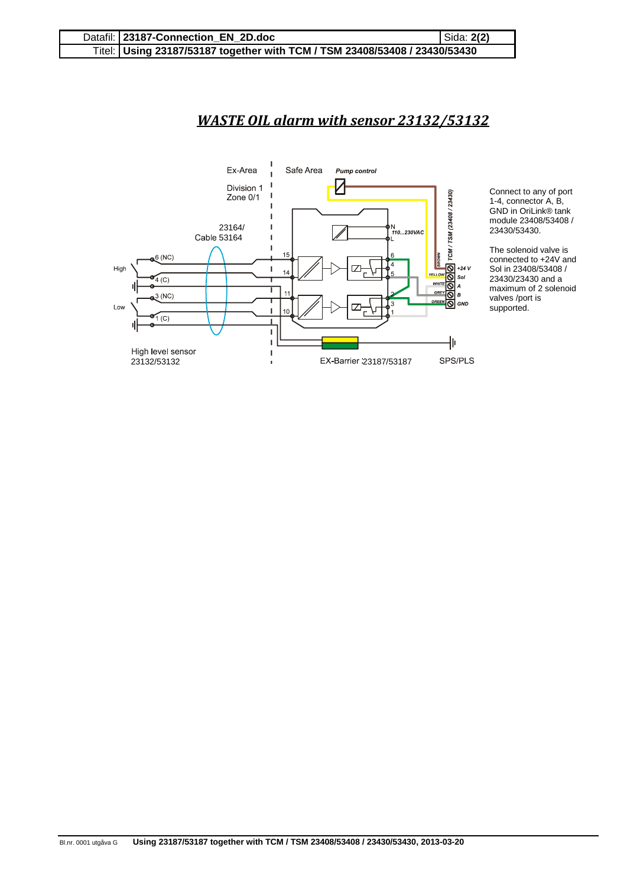## *WASTE OIL alarm with sensor 23132/53132*

Ex-Area

Division 1
Zone 0/1

23164/
Cable 53164

High
6 (NC)
4 (C)

Low
3 (NC)
1 (C)

High level sensor
23132/53132

Safe Area

Pump control

15
14
11
10

N
110...230VAC
L

6
4
5
2
3
1

BROWN
YELLOW
WHITE
GREY
GREEN

TCM / TSM (23408 / 23430)

+24 V
Sol
A
B
GND

EX-Barrier 23187/53187

SPS/PLS

Connect to any of port 1-4, connector A, B, GND in OriLink® tank module 23408/53408 / 23430/53430.

The solenoid valve is connected to +24V and Sol in 23408/53408 / 23430/23430 and a maximum of 2 solenoid valves /port is supported.